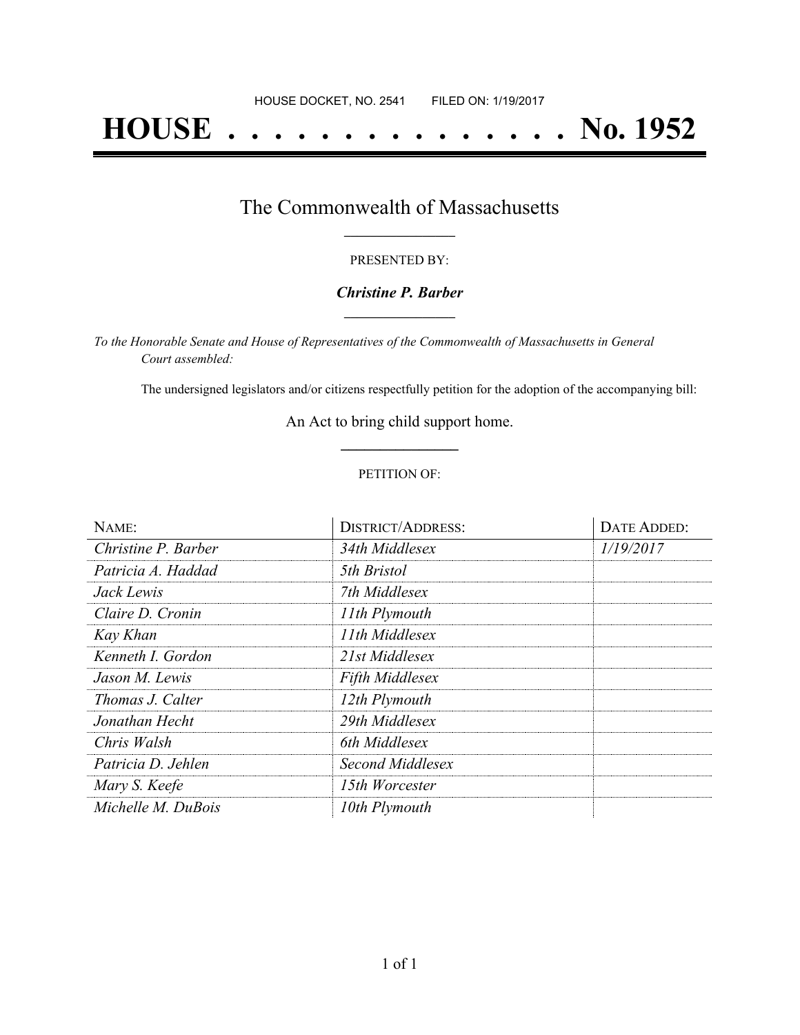HOUSE DOCKET, NO. 2541 FILED ON: 1/19/2017

# HOUSE . . . . . . . . . . . . . . . No. 1952

## The Commonwealth of Massachusetts

PRESENTED BY:

***Christine P. Barber***

*To the Honorable Senate and House of Representatives of the Commonwealth of Massachusetts in General Court assembled:*

The undersigned legislators and/or citizens respectfully petition for the adoption of the accompanying bill:

An Act to bring child support home.

PETITION OF:

| NAME: | DISTRICT/ADDRESS: | DATE ADDED: |
|---|---|---|
| *Christine P. Barber* | *34th Middlesex* | *1/19/2017* |
| *Patricia A. Haddad* | *5th Bristol* | |
| *Jack Lewis* | *7th Middlesex* | |
| *Claire D. Cronin* | *11th Plymouth* | |
| *Kay Khan* | *11th Middlesex* | |
| *Kenneth I. Gordon* | *21st Middlesex* | |
| *Jason M. Lewis* | *Fifth Middlesex* | |
| *Thomas J. Calter* | *12th Plymouth* | |
| *Jonathan Hecht* | *29th Middlesex* | |
| *Chris Walsh* | *6th Middlesex* | |
| *Patricia D. Jehlen* | *Second Middlesex* | |
| *Mary S. Keefe* | *15th Worcester* | |
| *Michelle M. DuBois* | *10th Plymouth* | |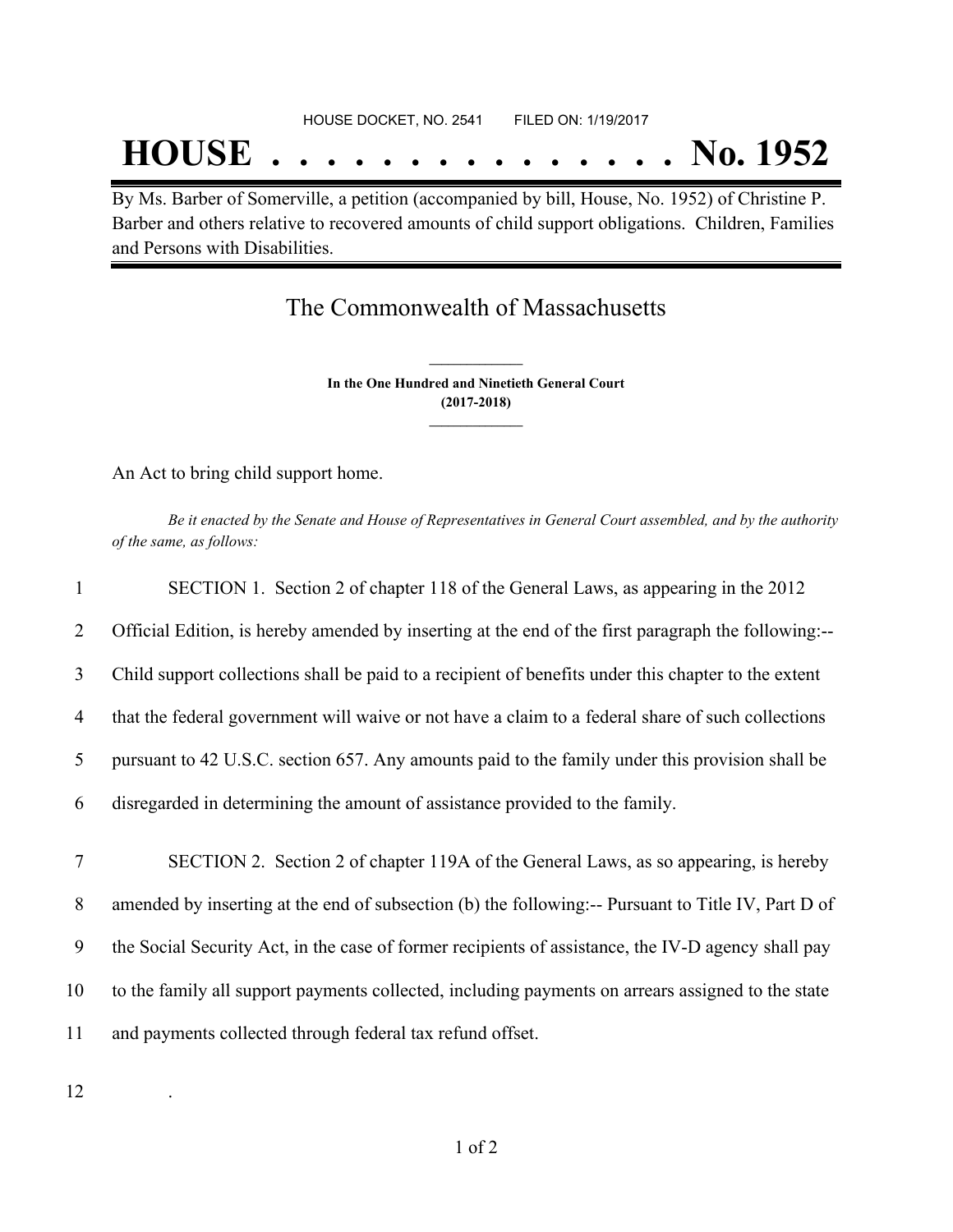HOUSE DOCKET, NO. 2541        FILED ON: 1/19/2017

# HOUSE . . . . . . . . . . . . . . . No. 1952

By Ms. Barber of Somerville, a petition (accompanied by bill, House, No. 1952) of Christine P. Barber and others relative to recovered amounts of child support obligations. Children, Families and Persons with Disabilities.

## The Commonwealth of Massachusetts

**In the One Hundred and Ninetieth General Court**
**(2017-2018)**

An Act to bring child support home.

*Be it enacted by the Senate and House of Representatives in General Court assembled, and by the authority of the same, as follows:*

1 SECTION 1. Section 2 of chapter 118 of the General Laws, as appearing in the 2012
2 Official Edition, is hereby amended by inserting at the end of the first paragraph the following:--
3 Child support collections shall be paid to a recipient of benefits under this chapter to the extent
4 that the federal government will waive or not have a claim to a federal share of such collections
5 pursuant to 42 U.S.C. section 657. Any amounts paid to the family under this provision shall be
6 disregarded in determining the amount of assistance provided to the family.

7 SECTION 2. Section 2 of chapter 119A of the General Laws, as so appearing, is hereby
8 amended by inserting at the end of subsection (b) the following:-- Pursuant to Title IV, Part D of
9 the Social Security Act, in the case of former recipients of assistance, the IV-D agency shall pay
10 to the family all support payments collected, including payments on arrears assigned to the state
11 and payments collected through federal tax refund offset.

12 .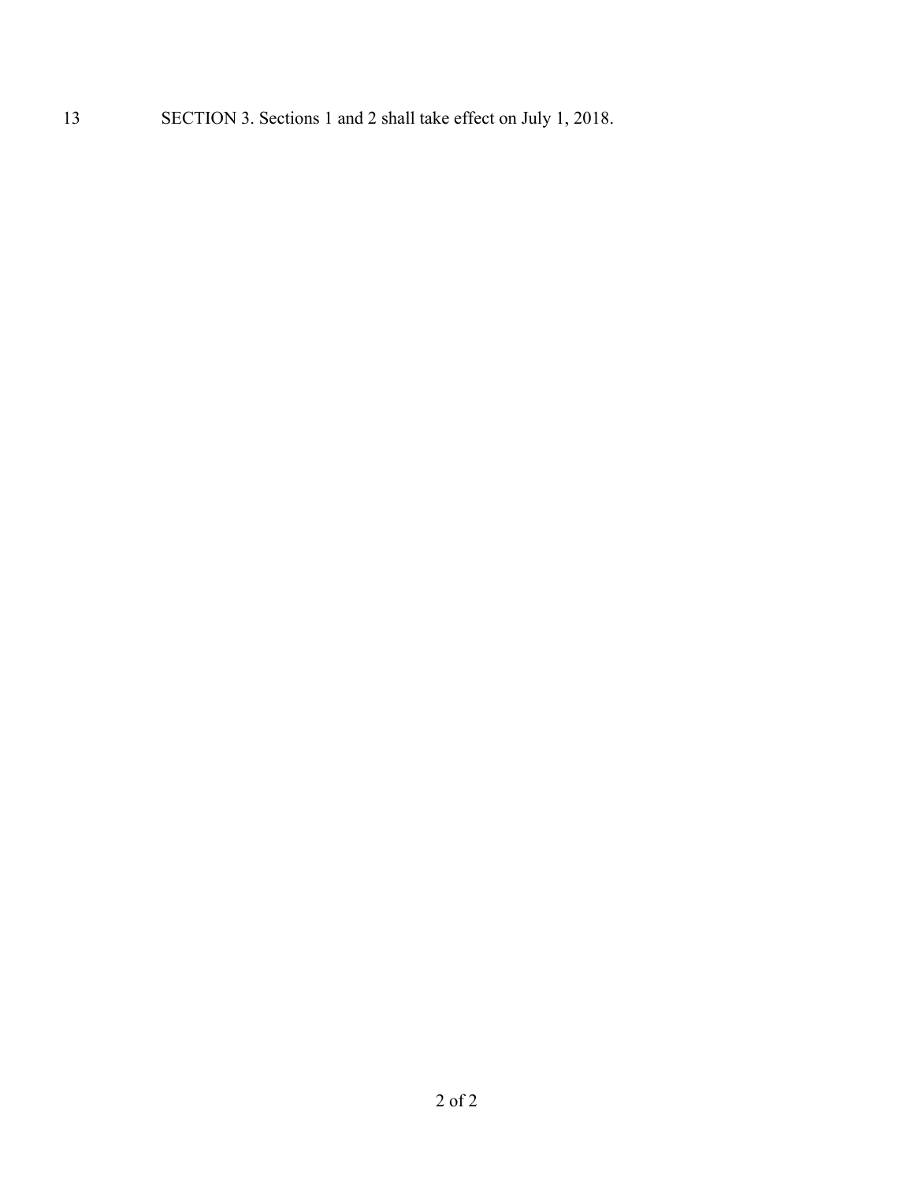13 SECTION 3. Sections 1 and 2 shall take effect on July 1, 2018.